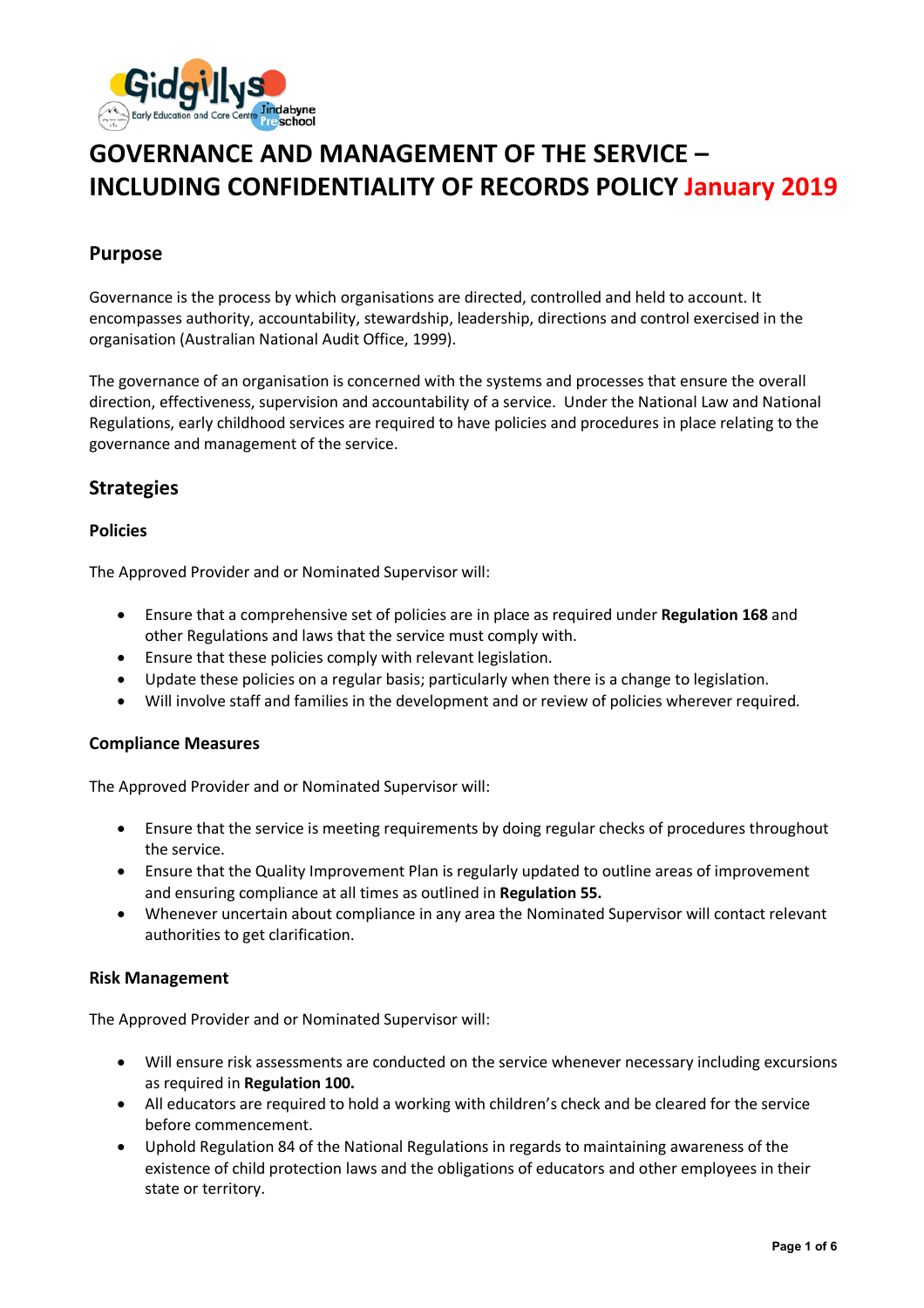# GOVERNANCE AND MANAGEMENT OF THE SERVICE – INCLUDING CONFIDENTIALITY OF RECORDS POLICY January 2019

## Purpose

Governance is the process by which organisations are directed, controlled and held to account. It encompasses authority, accountability, stewardship, leadership, directions and control exercised in the organisation (Australian National Audit Office, 1999).

The governance of an organisation is concerned with the systems and processes that ensure the overall direction, effectiveness, supervision and accountability of a service. Under the National Law and National Regulations, early childhood services are required to have policies and procedures in place relating to the governance and management of the service.

## Strategies

### Policies

The Approved Provider and or Nominated Supervisor will:

- Ensure that a comprehensive set of policies are in place as required under **Regulation 168** and other Regulations and laws that the service must comply with.
- Ensure that these policies comply with relevant legislation.
- Update these policies on a regular basis; particularly when there is a change to legislation.
- Will involve staff and families in the development and or review of policies wherever required.

### Compliance Measures

The Approved Provider and or Nominated Supervisor will:

- Ensure that the service is meeting requirements by doing regular checks of procedures throughout the service.
- Ensure that the Quality Improvement Plan is regularly updated to outline areas of improvement and ensuring compliance at all times as outlined in **Regulation 55.**
- Whenever uncertain about compliance in any area the Nominated Supervisor will contact relevant authorities to get clarification.

### Risk Management

The Approved Provider and or Nominated Supervisor will:

- Will ensure risk assessments are conducted on the service whenever necessary including excursions as required in **Regulation 100.**
- All educators are required to hold a working with children's check and be cleared for the service before commencement.
- Uphold Regulation 84 of the National Regulations in regards to maintaining awareness of the existence of child protection laws and the obligations of educators and other employees in their state or territory.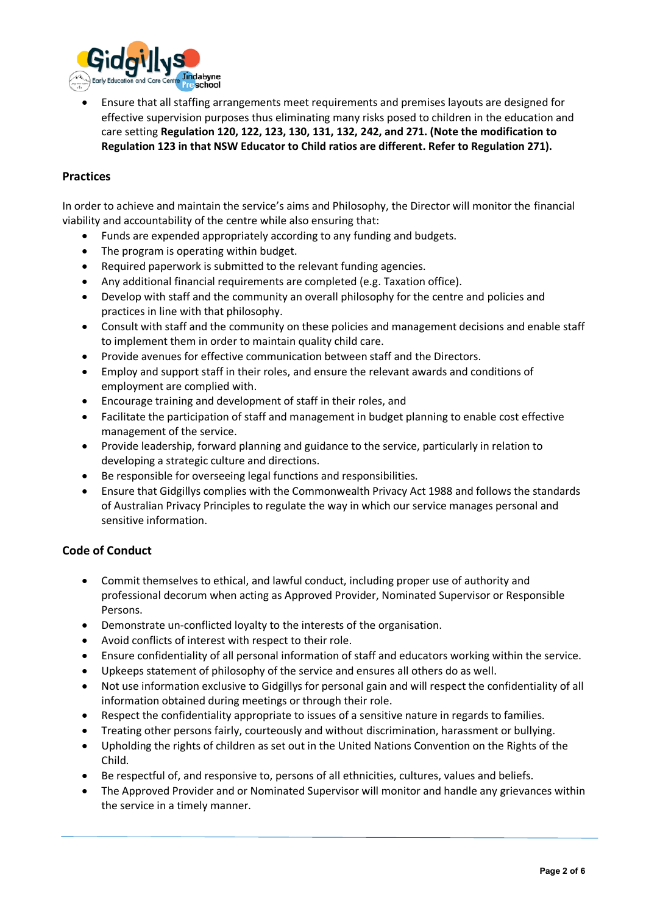- Ensure that all staffing arrangements meet requirements and premises layouts are designed for effective supervision purposes thus eliminating many risks posed to children in the education and care setting **Regulation 120, 122, 123, 130, 131, 132, 242, and 271. (Note the modification to Regulation 123 in that NSW Educator to Child ratios are different. Refer to Regulation 271).**

## Practices

In order to achieve and maintain the service's aims and Philosophy, the Director will monitor the financial viability and accountability of the centre while also ensuring that:

- Funds are expended appropriately according to any funding and budgets.
- The program is operating within budget.
- Required paperwork is submitted to the relevant funding agencies.
- Any additional financial requirements are completed (e.g. Taxation office).
- Develop with staff and the community an overall philosophy for the centre and policies and practices in line with that philosophy.
- Consult with staff and the community on these policies and management decisions and enable staff to implement them in order to maintain quality child care.
- Provide avenues for effective communication between staff and the Directors.
- Employ and support staff in their roles, and ensure the relevant awards and conditions of employment are complied with.
- Encourage training and development of staff in their roles, and
- Facilitate the participation of staff and management in budget planning to enable cost effective management of the service.
- Provide leadership, forward planning and guidance to the service, particularly in relation to developing a strategic culture and directions.
- Be responsible for overseeing legal functions and responsibilities.
- Ensure that Gidgillys complies with the Commonwealth Privacy Act 1988 and follows the standards of Australian Privacy Principles to regulate the way in which our service manages personal and sensitive information.

## Code of Conduct

- Commit themselves to ethical, and lawful conduct, including proper use of authority and professional decorum when acting as Approved Provider, Nominated Supervisor or Responsible Persons.
- Demonstrate un-conflicted loyalty to the interests of the organisation.
- Avoid conflicts of interest with respect to their role.
- Ensure confidentiality of all personal information of staff and educators working within the service.
- Upkeeps statement of philosophy of the service and ensures all others do as well.
- Not use information exclusive to Gidgillys for personal gain and will respect the confidentiality of all information obtained during meetings or through their role.
- Respect the confidentiality appropriate to issues of a sensitive nature in regards to families.
- Treating other persons fairly, courteously and without discrimination, harassment or bullying.
- Upholding the rights of children as set out in the United Nations Convention on the Rights of the Child.
- Be respectful of, and responsive to, persons of all ethnicities, cultures, values and beliefs.
- The Approved Provider and or Nominated Supervisor will monitor and handle any grievances within the service in a timely manner.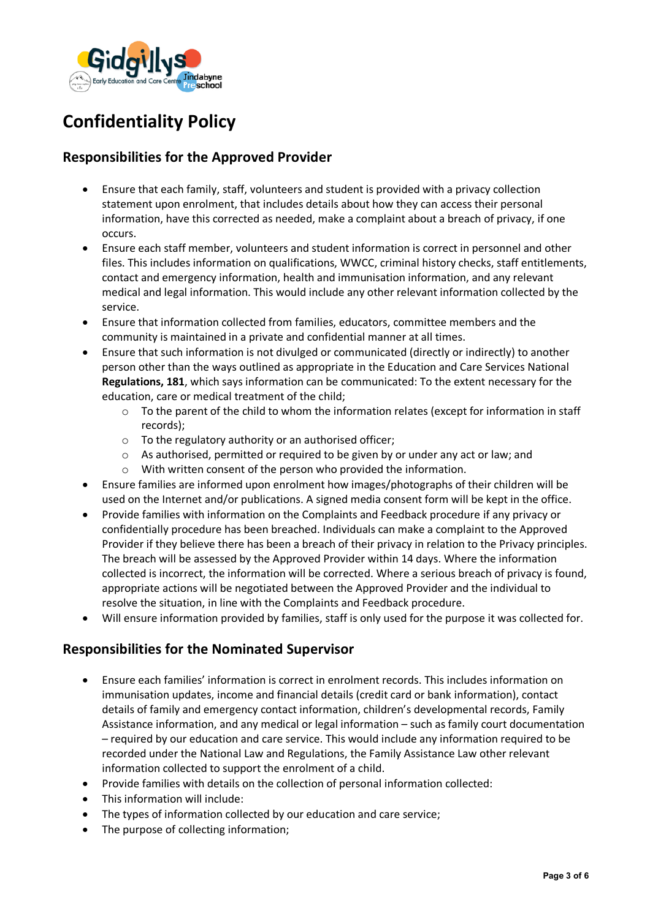# Confidentiality Policy

## Responsibilities for the Approved Provider

- Ensure that each family, staff, volunteers and student is provided with a privacy collection statement upon enrolment, that includes details about how they can access their personal information, have this corrected as needed, make a complaint about a breach of privacy, if one occurs.
- Ensure each staff member, volunteers and student information is correct in personnel and other files. This includes information on qualifications, WWCC, criminal history checks, staff entitlements, contact and emergency information, health and immunisation information, and any relevant medical and legal information. This would include any other relevant information collected by the service.
- Ensure that information collected from families, educators, committee members and the community is maintained in a private and confidential manner at all times.
- Ensure that such information is not divulged or communicated (directly or indirectly) to another person other than the ways outlined as appropriate in the Education and Care Services National **Regulations, 181**, which says information can be communicated: To the extent necessary for the education, care or medical treatment of the child;
    - To the parent of the child to whom the information relates (except for information in staff records);
    - To the regulatory authority or an authorised officer;
    - As authorised, permitted or required to be given by or under any act or law; and
    - With written consent of the person who provided the information.
- Ensure families are informed upon enrolment how images/photographs of their children will be used on the Internet and/or publications. A signed media consent form will be kept in the office.
- Provide families with information on the Complaints and Feedback procedure if any privacy or confidentially procedure has been breached. Individuals can make a complaint to the Approved Provider if they believe there has been a breach of their privacy in relation to the Privacy principles. The breach will be assessed by the Approved Provider within 14 days. Where the information collected is incorrect, the information will be corrected. Where a serious breach of privacy is found, appropriate actions will be negotiated between the Approved Provider and the individual to resolve the situation, in line with the Complaints and Feedback procedure.
- Will ensure information provided by families, staff is only used for the purpose it was collected for.

## Responsibilities for the Nominated Supervisor

- Ensure each families' information is correct in enrolment records. This includes information on immunisation updates, income and financial details (credit card or bank information), contact details of family and emergency contact information, children's developmental records, Family Assistance information, and any medical or legal information – such as family court documentation – required by our education and care service. This would include any information required to be recorded under the National Law and Regulations, the Family Assistance Law other relevant information collected to support the enrolment of a child.
- Provide families with details on the collection of personal information collected:
- This information will include:
- The types of information collected by our education and care service;
- The purpose of collecting information;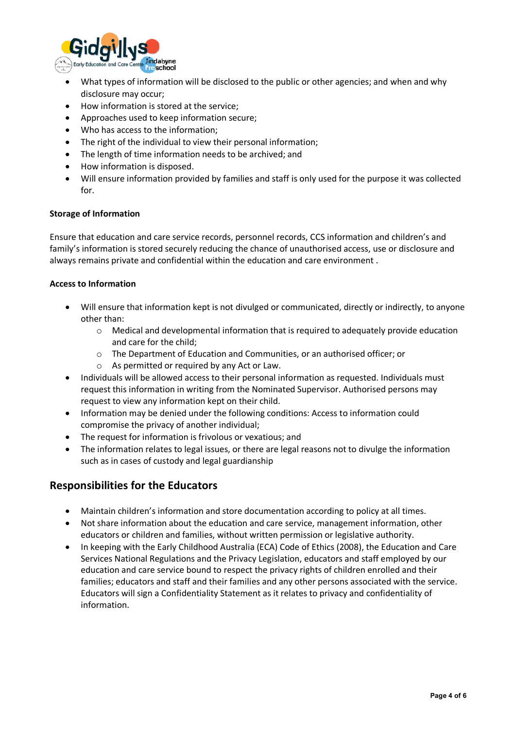- What types of information will be disclosed to the public or other agencies; and when and why disclosure may occur;
- How information is stored at the service;
- Approaches used to keep information secure;
- Who has access to the information;
- The right of the individual to view their personal information;
- The length of time information needs to be archived; and
- How information is disposed.
- Will ensure information provided by families and staff is only used for the purpose it was collected for.

**Storage of Information**

Ensure that education and care service records, personnel records, CCS information and children's and family's information is stored securely reducing the chance of unauthorised access, use or disclosure and always remains private and confidential within the education and care environment .

**Access to Information**

- Will ensure that information kept is not divulged or communicated, directly or indirectly, to anyone other than:
    - Medical and developmental information that is required to adequately provide education and care for the child;
    - The Department of Education and Communities, or an authorised officer; or
    - As permitted or required by any Act or Law.
- Individuals will be allowed access to their personal information as requested. Individuals must request this information in writing from the Nominated Supervisor. Authorised persons may request to view any information kept on their child.
- Information may be denied under the following conditions: Access to information could compromise the privacy of another individual;
- The request for information is frivolous or vexatious; and
- The information relates to legal issues, or there are legal reasons not to divulge the information such as in cases of custody and legal guardianship

## Responsibilities for the Educators

- Maintain children's information and store documentation according to policy at all times.
- Not share information about the education and care service, management information, other educators or children and families, without written permission or legislative authority.
- In keeping with the Early Childhood Australia (ECA) Code of Ethics (2008), the Education and Care Services National Regulations and the Privacy Legislation, educators and staff employed by our education and care service bound to respect the privacy rights of children enrolled and their families; educators and staff and their families and any other persons associated with the service. Educators will sign a Confidentiality Statement as it relates to privacy and confidentiality of information.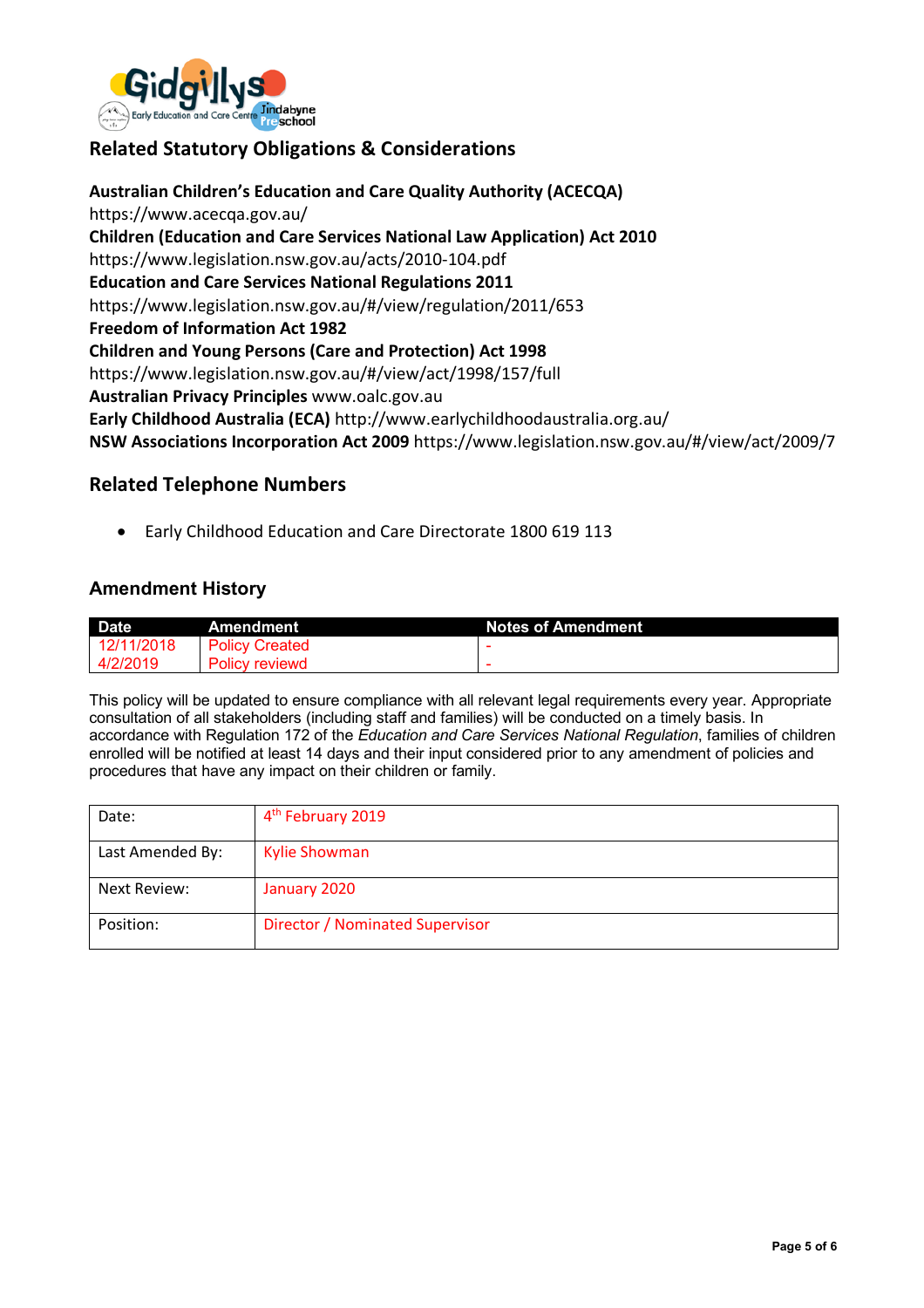## Related Statutory Obligations & Considerations

**Australian Children's Education and Care Quality Authority (ACECQA)**
https://www.acecqa.gov.au/
**Children (Education and Care Services National Law Application) Act 2010**
https://www.legislation.nsw.gov.au/acts/2010-104.pdf
**Education and Care Services National Regulations 2011**
https://www.legislation.nsw.gov.au/#/view/regulation/2011/653
**Freedom of Information Act 1982**
**Children and Young Persons (Care and Protection) Act 1998**
https://www.legislation.nsw.gov.au/#/view/act/1998/157/full
**Australian Privacy Principles** www.oalc.gov.au
**Early Childhood Australia (ECA)** http://www.earlychildhoodaustralia.org.au/
**NSW Associations Incorporation Act 2009** https://www.legislation.nsw.gov.au/#/view/act/2009/7

## Related Telephone Numbers

- Early Childhood Education and Care Directorate 1800 619 113

## Amendment History

| Date | Amendment | Notes of Amendment |
|---|---|---|
| 12/11/2018 | Policy Created | - |
| 4/2/2019 | Policy reviewd | - |

This policy will be updated to ensure compliance with all relevant legal requirements every year. Appropriate consultation of all stakeholders (including staff and families) will be conducted on a timely basis. In accordance with Regulation 172 of the *Education and Care Services National Regulation*, families of children enrolled will be notified at least 14 days and their input considered prior to any amendment of policies and procedures that have any impact on their children or family.

| | |
|---|---|
| Date: | 4th February 2019 |
| Last Amended By: | Kylie Showman |
| Next Review: | January 2020 |
| Position: | Director / Nominated Supervisor |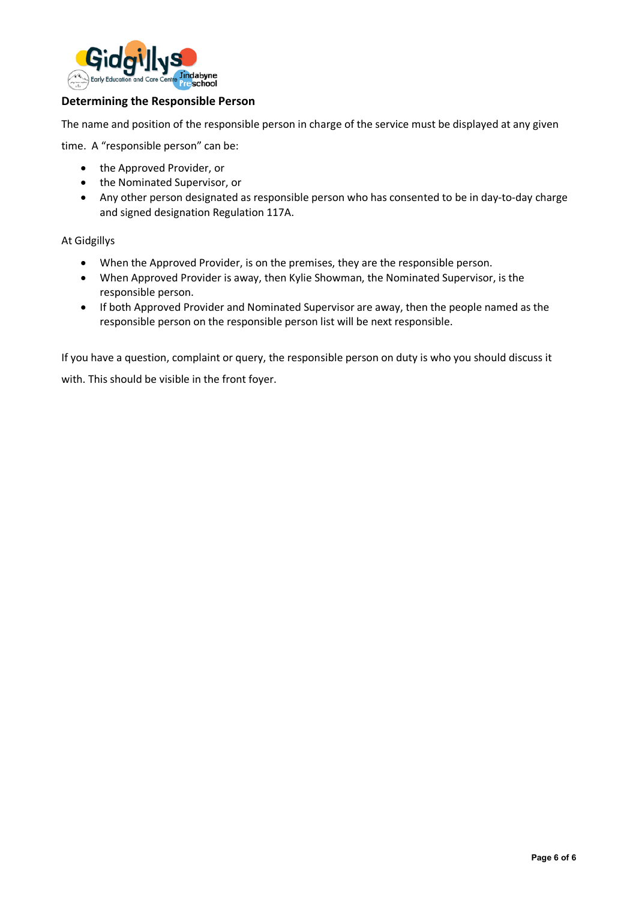### Determining the Responsible Person

The name and position of the responsible person in charge of the service must be displayed at any given time. A "responsible person" can be:

- the Approved Provider, or
- the Nominated Supervisor, or
- Any other person designated as responsible person who has consented to be in day-to-day charge and signed designation Regulation 117A.

At Gidgillys

- When the Approved Provider, is on the premises, they are the responsible person.
- When Approved Provider is away, then Kylie Showman, the Nominated Supervisor, is the responsible person.
- If both Approved Provider and Nominated Supervisor are away, then the people named as the responsible person on the responsible person list will be next responsible.

If you have a question, complaint or query, the responsible person on duty is who you should discuss it with. This should be visible in the front foyer.